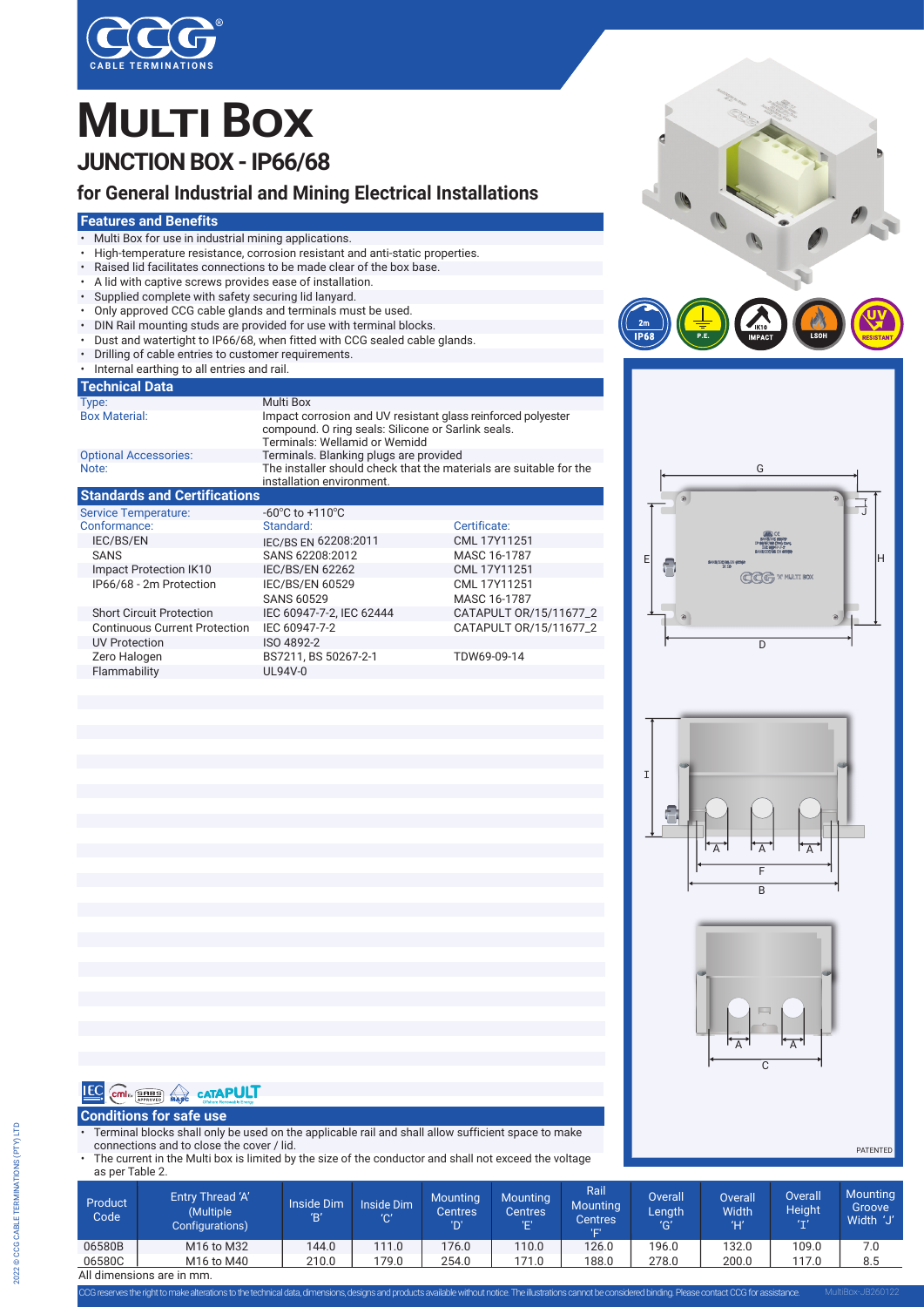# MULTI BOX

## JUNCTION BOX - IP66/68

### for General Industrial and Mining Electrical Installations

## Features and Benefits

- Multi Box for use in industrial mining applications.
- High-temperature resistance, corrosion resistant and anti-static properties.
- Raised lid facilitates connections to be made clear of the box base.
- A lid with captive screws provides ease of installation.
- Supplied complete with safety securing lid lanyard.
- Only approved CCG cable glands and terminals must be used.
- DIN Rail mounting studs are provided for use with terminal blocks.
- Dust and watertight to IP66/68, when fitted with CCG sealed cable glands.
- Drilling of cable entries to customer requirements.
- Internal earthing to all entries and rail.

## Technical Data

| | |
|---|---|
| Type: | Multi Box |
| Box Material: | Impact corrosion and UV resistant glass reinforced polyester compound. O ring seals: Silicone or Sarlink seals. Terminals: Wellamid or Wemidd |
| Optional Accessories: | Terminals. Blanking plugs are provided |
| Note: | The installer should check that the materials are suitable for the installation environment. |

## Standards and Certifications

| | | |
|---|---|---|
| Service Temperature: | -60°C to +110°C | |
| Conformance: | Standard: | Certificate: |
| IEC/BS/EN | IEC/BS EN 62208:2011 | CML 17Y11251 |
| SANS | SANS 62208:2012 | MASC 16-1787 |
| Impact Protection IK10 | IEC/BS/EN 62262 | CML 17Y11251 |
| IP66/68 - 2m Protection | IEC/BS/EN 60529 | CML 17Y11251 |
| | SANS 60529 | MASC 16-1787 |
| Short Circuit Protection | IEC 60947-7-2, IEC 62444 | CATAPULT OR/15/11677_2 |
| Continuous Current Protection | IEC 60947-7-2 | CATAPULT OR/15/11677_2 |
| UV Protection | ISO 4892-2 | |
| Zero Halogen | BS7211, BS 50267-2-1 | TDW69-09-14 |
| Flammability | UL94V-0 | |

## Conditions for safe use

- Terminal blocks shall only be used on the applicable rail and shall allow sufficient space to make connections and to close the cover / lid.
- The current in the Multi box is limited by the size of the conductor and shall not exceed the voltage as per Table 2.

| Product Code | Entry Thread 'A' (Multiple Configurations) | Inside Dim 'B' | Inside Dim 'C' | Mounting Centres 'D' | Mounting Centres 'E' | Rail Mounting Centres 'F' | Overall Length 'G' | Overall Width 'H' | Overall Height 'I' | Mounting Groove Width 'J' |
|---|---|---|---|---|---|---|---|---|---|---|
| 06580B | M16 to M32 | 144.0 | 111.0 | 176.0 | 110.0 | 126.0 | 196.0 | 132.0 | 109.0 | 7.0 |
| 06580C | M16 to M40 | 210.0 | 179.0 | 254.0 | 171.0 | 188.0 | 278.0 | 200.0 | 117.0 | 8.5 |

All dimensions are in mm.

PATENTED

CCG reserves the right to make alterations to the technical data, dimensions, designs and products available without notice. The illustrations cannot be considered binding. Please contact CCG for assistance.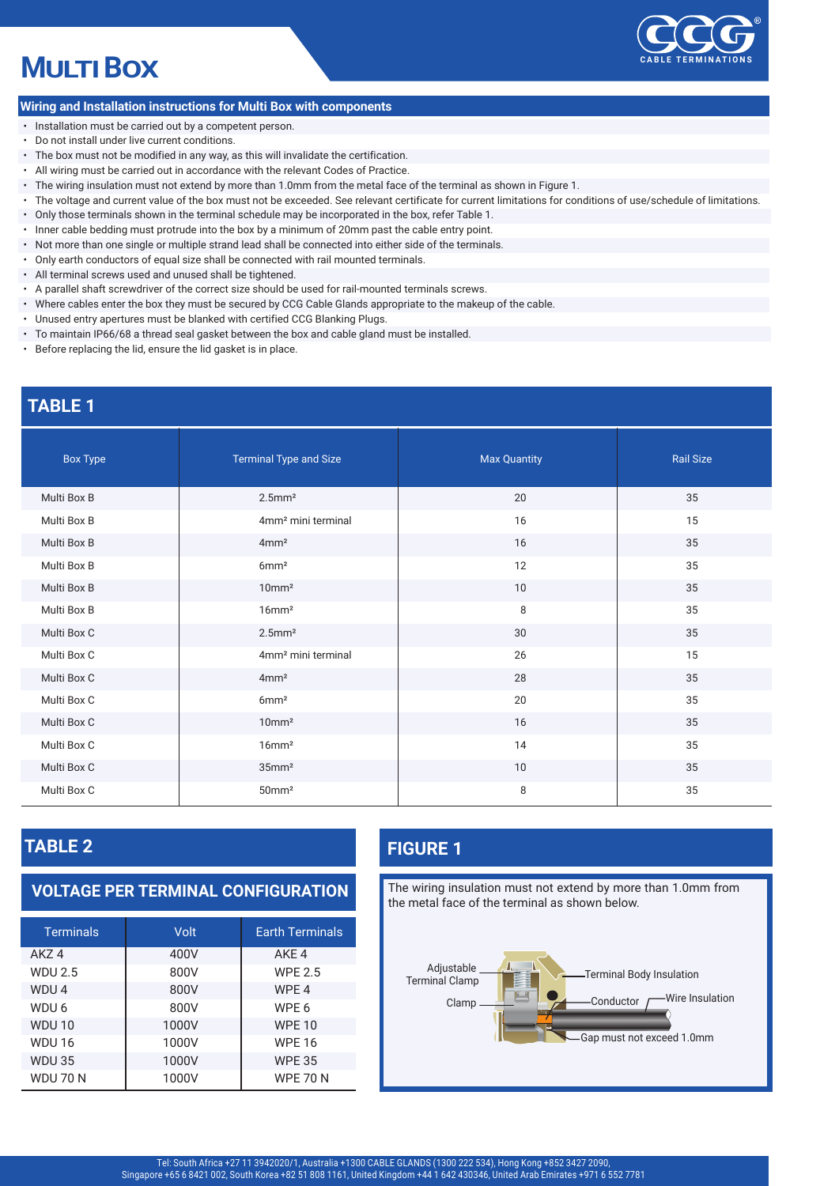# MULTI BOX

CCG CABLE TERMINATIONS

## Wiring and Installation instructions for Multi Box with components

- Installation must be carried out by a competent person.
- Do not install under live current conditions.
- The box must not be modified in any way, as this will invalidate the certification.
- All wiring must be carried out in accordance with the relevant Codes of Practice.
- The wiring insulation must not extend by more than 1.0mm from the metal face of the terminal as shown in Figure 1.
- The voltage and current value of the box must not be exceeded. See relevant certificate for current limitations for conditions of use/schedule of limitations.
- Only those terminals shown in the terminal schedule may be incorporated in the box, refer Table 1.
- Inner cable bedding must protrude into the box by a minimum of 20mm past the cable entry point.
- Not more than one single or multiple strand lead shall be connected into either side of the terminals.
- Only earth conductors of equal size shall be connected with rail mounted terminals.
- All terminal screws used and unused shall be tightened.
- A parallel shaft screwdriver of the correct size should be used for rail-mounted terminals screws.
- Where cables enter the box they must be secured by CCG Cable Glands appropriate to the makeup of the cable.
- Unused entry apertures must be blanked with certified CCG Blanking Plugs.
- To maintain IP66/68 a thread seal gasket between the box and cable gland must be installed.
- Before replacing the lid, ensure the lid gasket is in place.

## TABLE 1

| Box Type | Terminal Type and Size | Max Quantity | Rail Size |
|---|---|---|---|
| Multi Box B | 2.5mm² | 20 | 35 |
| Multi Box B | 4mm² mini terminal | 16 | 15 |
| Multi Box B | 4mm² | 16 | 35 |
| Multi Box B | 6mm² | 12 | 35 |
| Multi Box B | 10mm² | 10 | 35 |
| Multi Box B | 16mm² | 8 | 35 |
| Multi Box C | 2.5mm² | 30 | 35 |
| Multi Box C | 4mm² mini terminal | 26 | 15 |
| Multi Box C | 4mm² | 28 | 35 |
| Multi Box C | 6mm² | 20 | 35 |
| Multi Box C | 10mm² | 16 | 35 |
| Multi Box C | 16mm² | 14 | 35 |
| Multi Box C | 35mm² | 10 | 35 |
| Multi Box C | 50mm² | 8 | 35 |

## TABLE 2

### VOLTAGE PER TERMINAL CONFIGURATION

| Terminals | Volt | Earth Terminals |
|---|---|---|
| AKZ 4 | 400V | AKE 4 |
| WDU 2.5 | 800V | WPE 2.5 |
| WDU 4 | 800V | WPE 4 |
| WDU 6 | 800V | WPE 6 |
| WDU 10 | 1000V | WPE 10 |
| WDU 16 | 1000V | WPE 16 |
| WDU 35 | 1000V | WPE 35 |
| WDU 70 N | 1000V | WPE 70 N |

## FIGURE 1

The wiring insulation must not extend by more than 1.0mm from the metal face of the terminal as shown below.

Adjustable Terminal Clamp
Clamp
Terminal Body Insulation
Conductor
Wire Insulation
Gap must not exceed 1.0mm

Tel: South Africa +27 11 3942020/1, Australia +1300 CABLE GLANDS (1300 222 534), Hong Kong +852 3427 2090,
Singapore +65 6 8421 002, South Korea +82 51 808 1161, United Kingdom +44 1 642 430346, United Arab Emirates +971 6 552 7781